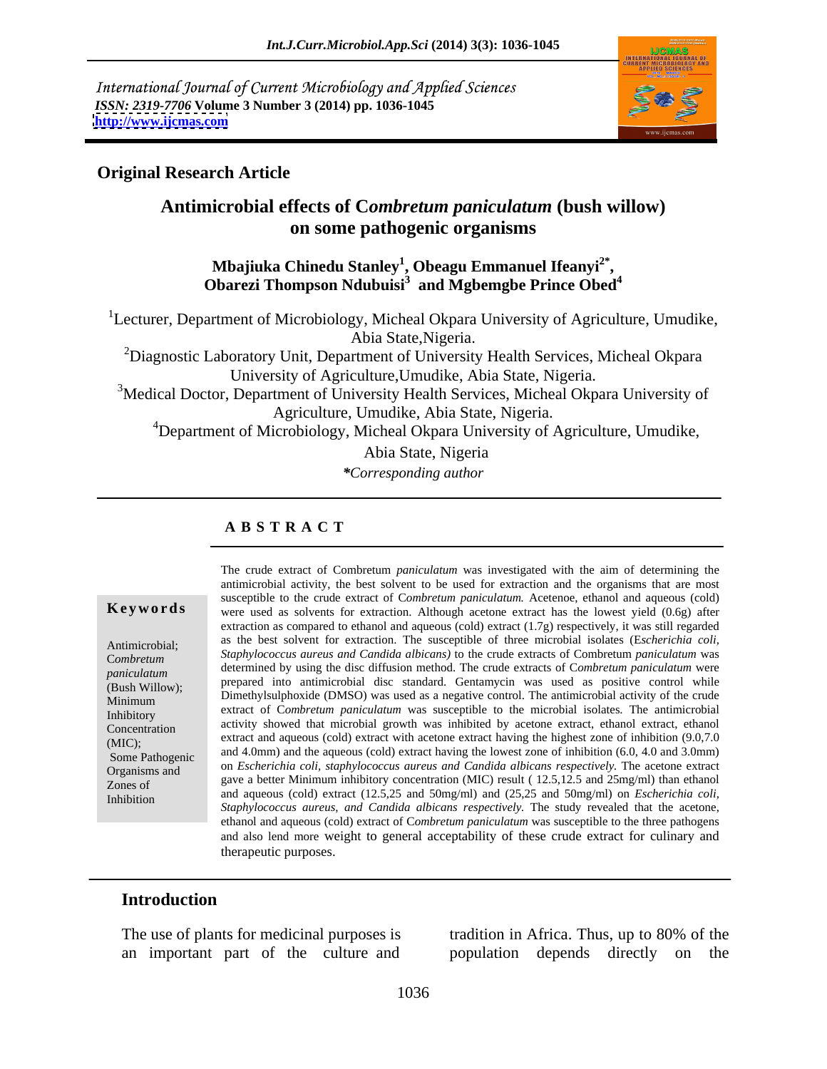International Journal of Current Microbiology and Applied Sciences
*ISSN: 2319-7706* **Volume 3 Number 3 (2014) pp. 1036-1045**
**http://www.ijcmas.com**

**Original Research Article**

# Antimicrobial effects of C*ombretum paniculatum* (bush willow) on some pathogenic organisms

**Mbajiuka Chinedu Stanley[1], Obeagu Emmanuel Ifeanyi[2*], Obarezi Thompson Ndubuisi[3] and Mgbemgbe Prince Obed[4]**

[1]Lecturer, Department of Microbiology, Micheal Okpara University of Agriculture, Umudike, Abia State,Nigeria.

[2]Diagnostic Laboratory Unit, Department of University Health Services, Micheal Okpara University of Agriculture,Umudike, Abia State, Nigeria.

[3]Medical Doctor, Department of University Health Services, Micheal Okpara University of Agriculture, Umudike, Abia State, Nigeria.

[4]Department of Microbiology, Micheal Okpara University of Agriculture, Umudike, Abia State, Nigeria

*\*Corresponding author*

## A B S T R A C T

**Keywords**

Antimicrobial; C*ombretum paniculatum* (Bush Willow); Minimum Inhibitory Concentration (MIC); Some Pathogenic Organisms and Zones of Inhibition

The crude extract of Combretum *paniculatum* was investigated with the aim of determining the antimicrobial activity, the best solvent to be used for extraction and the organisms that are most susceptible to the crude extract of C*ombretum paniculatum.* Acetenoe, ethanol and aqueous (cold) were used as solvents for extraction. Although acetone extract has the lowest yield (0.6g) after extraction as compared to ethanol and aqueous (cold) extract (1.7g) respectively, it was still regarded as the best solvent for extraction. The susceptible of three microbial isolates (E*scherichia coli, Staphylococcus aureus and Candida albicans)* to the crude extracts of Combretum *paniculatum* was determined by using the disc diffusion method. The crude extracts of C*ombretum paniculatum* were prepared into antimicrobial disc standard. Gentamycin was used as positive control while Dimethylsulphoxide (DMSO) was used as a negative control. The antimicrobial activity of the crude extract of C*ombretum paniculatum* was susceptible to the microbial isolates*.* The antimicrobial activity showed that microbial growth was inhibited by acetone extract, ethanol extract, ethanol extract and aqueous (cold) extract with acetone extract having the highest zone of inhibition (9.0,7.0 and 4.0mm) and the aqueous (cold) extract having the lowest zone of inhibition (6.0, 4.0 and 3.0mm) on *Escherichia coli, staphylococcus aureus and Candida albicans respectively.* The acetone extract gave a better Minimum inhibitory concentration (MIC) result ( 12.5,12.5 and 25mg/ml) than ethanol and aqueous (cold) extract (12.5,25 and 50mg/ml) and (25,25 and 50mg/ml) on *Escherichia coli, Staphylococcus aureus, and Candida albicans respectively.* The study revealed that the acetone, ethanol and aqueous (cold) extract of C*ombretum paniculatum* was susceptible to the three pathogens and also lend more weight to general acceptability of these crude extract for culinary and therapeutic purposes.

## Introduction

The use of plants for medicinal purposes is an important part of the culture and tradition in Africa. Thus, up to 80% of the population depends directly on the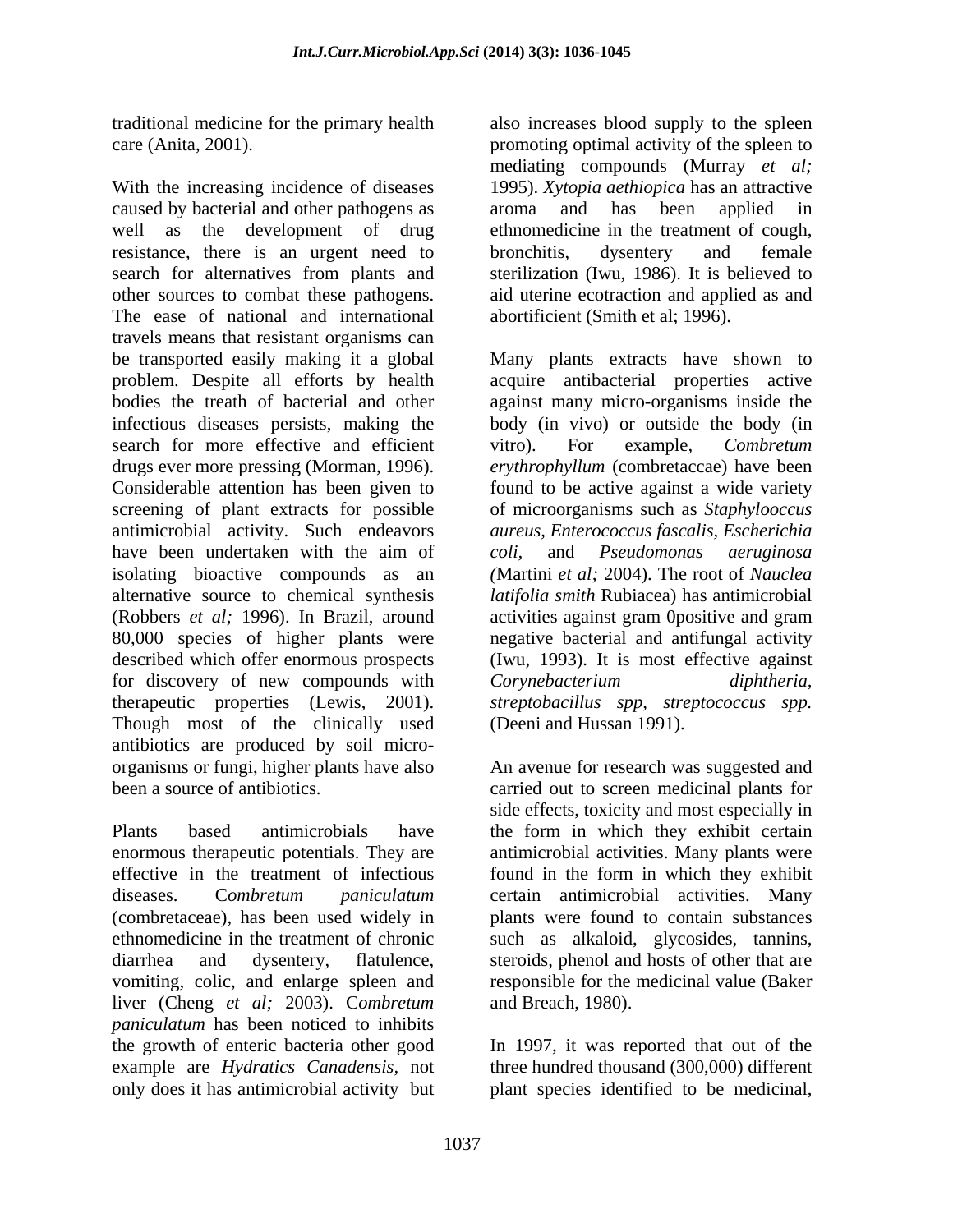traditional medicine for the primary health care (Anita, 2001).

With the increasing incidence of diseases caused by bacterial and other pathogens as well as the development of drug resistance, there is an urgent need to search for alternatives from plants and other sources to combat these pathogens. The ease of national and international travels means that resistant organisms can be transported easily making it a global problem. Despite all efforts by health bodies the treath of bacterial and other infectious diseases persists, making the search for more effective and efficient drugs ever more pressing (Morman, 1996). Considerable attention has been given to screening of plant extracts for possible antimicrobial activity. Such endeavors have been undertaken with the aim of isolating bioactive compounds as an alternative source to chemical synthesis (Robbers *et al;* 1996). In Brazil, around 80,000 species of higher plants were described which offer enormous prospects for discovery of new compounds with therapeutic properties (Lewis, 2001). Though most of the clinically used antibiotics are produced by soil micro-organisms or fungi, higher plants have also been a source of antibiotics.

Plants based antimicrobials have enormous therapeutic potentials. They are effective in the treatment of infectious diseases. C*ombretum paniculatum* (combretaceae), has been used widely in ethnomedicine in the treatment of chronic diarrhea and dysentery, flatulence, vomiting, colic, and enlarge spleen and liver (Cheng *et al;* 2003). C*ombretum paniculatum* has been noticed to inhibits the growth of enteric bacteria other good example are *Hydratics Canadensis,* not only does it has antimicrobial activity but also increases blood supply to the spleen promoting optimal activity of the spleen to mediating compounds (Murray *et al;* 1995). *Xytopia aethiopica* has an attractive aroma and has been applied in ethnomedicine in the treatment of cough, bronchitis, dysentery and female sterilization (Iwu, 1986). It is believed to aid uterine ecotraction and applied as and abortificient (Smith et al; 1996).

Many plants extracts have shown to acquire antibacterial properties active against many micro-organisms inside the body (in vivo) or outside the body (in vitro). For example, *Combretum erythrophyllum* (combretaccae) have been found to be active against a wide variety of microorganisms such as *Staphylooccus aureus, Enterococcus fascalis, Escherichia coli,* and *Pseudomonas aeruginosa (*Martini *et al;* 2004). The root of *Nauclea latifolia smith* Rubiacea) has antimicrobial activities against gram 0positive and gram negative bacterial and antifungal activity (Iwu, 1993). It is most effective against *Corynebacterium diphtheria, streptobacillus spp, streptococcus spp.* (Deeni and Hussan 1991).

An avenue for research was suggested and carried out to screen medicinal plants for side effects, toxicity and most especially in the form in which they exhibit certain antimicrobial activities. Many plants were found in the form in which they exhibit certain antimicrobial activities. Many plants were found to contain substances such as alkaloid, glycosides, tannins, steroids, phenol and hosts of other that are responsible for the medicinal value (Baker and Breach, 1980).

In 1997, it was reported that out of the three hundred thousand (300,000) different plant species identified to be medicinal,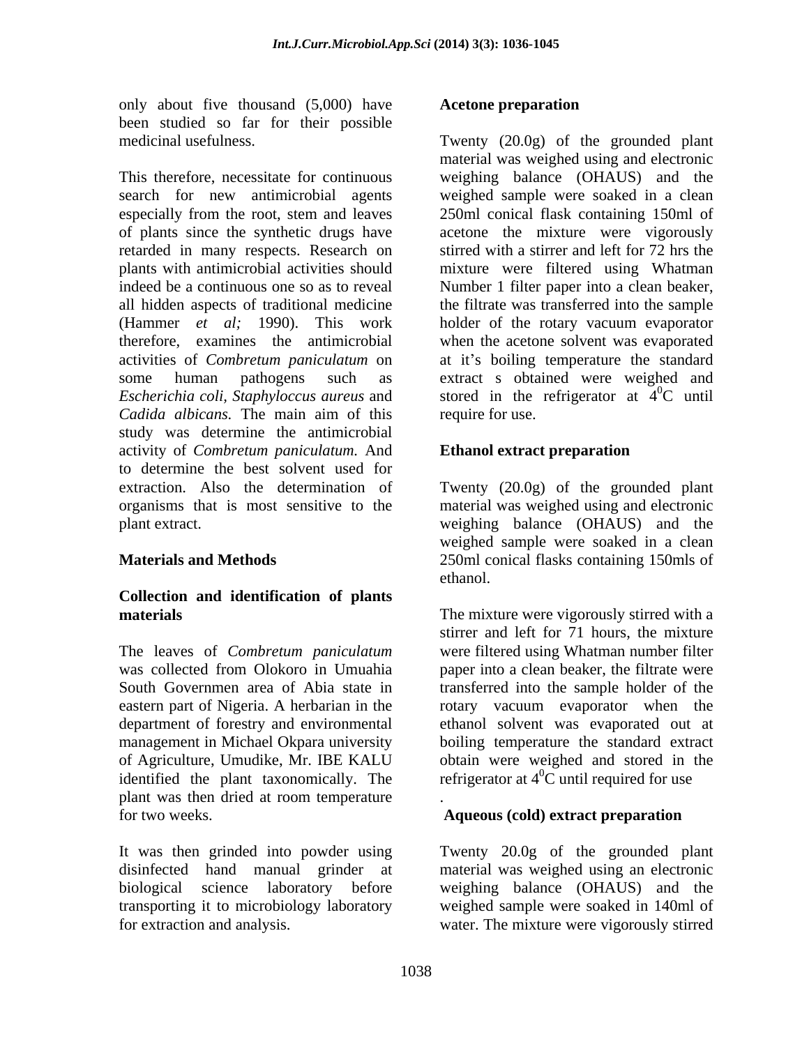only about five thousand (5,000) have been studied so far for their possible medicinal usefulness.

This therefore, necessitate for continuous search for new antimicrobial agents especially from the root, stem and leaves of plants since the synthetic drugs have retarded in many respects. Research on plants with antimicrobial activities should indeed be a continuous one so as to reveal all hidden aspects of traditional medicine (Hammer *et al;* 1990). This work therefore, examines the antimicrobial activities of *Combretum paniculatum* on some human pathogens such as *Escherichia coli, Staphyloccus aureus* and *Cadida albicans.* The main aim of this study was determine the antimicrobial activity of *Combretum paniculatum.* And to determine the best solvent used for extraction. Also the determination of organisms that is most sensitive to the plant extract.

## Materials and Methods

### Collection and identification of plants materials

The leaves of *Combretum paniculatum* was collected from Olokoro in Umuahia South Governmen area of Abia state in eastern part of Nigeria. A herbarian in the department of forestry and environmental management in Michael Okpara university of Agriculture, Umudike, Mr. IBE KALU identified the plant taxonomically. The plant was then dried at room temperature for two weeks.

It was then grinded into powder using disinfected hand manual grinder at biological science laboratory before transporting it to microbiology laboratory for extraction and analysis.

### Acetone preparation

Twenty (20.0g) of the grounded plant material was weighed using and electronic weighing balance (OHAUS) and the weighed sample were soaked in a clean 250ml conical flask containing 150ml of acetone the mixture were vigorously stirred with a stirrer and left for 72 hrs the mixture were filtered using Whatman Number 1 filter paper into a clean beaker, the filtrate was transferred into the sample holder of the rotary vacuum evaporator when the acetone solvent was evaporated at it's boiling temperature the standard extract s obtained were weighed and stored in the refrigerator at $4^0$C until require for use.

### Ethanol extract preparation

Twenty (20.0g) of the grounded plant material was weighed using and electronic weighing balance (OHAUS) and the weighed sample were soaked in a clean 250ml conical flasks containing 150mls of ethanol.

The mixture were vigorously stirred with a stirrer and left for 71 hours, the mixture were filtered using Whatman number filter paper into a clean beaker, the filtrate were transferred into the sample holder of the rotary vacuum evaporator when the ethanol solvent was evaporated out at boiling temperature the standard extract obtain were weighed and stored in the refrigerator at $4^0$C until required for use

.

### Aqueous (cold) extract preparation

Twenty 20.0g of the grounded plant material was weighed using an electronic weighing balance (OHAUS) and the weighed sample were soaked in 140ml of water. The mixture were vigorously stirred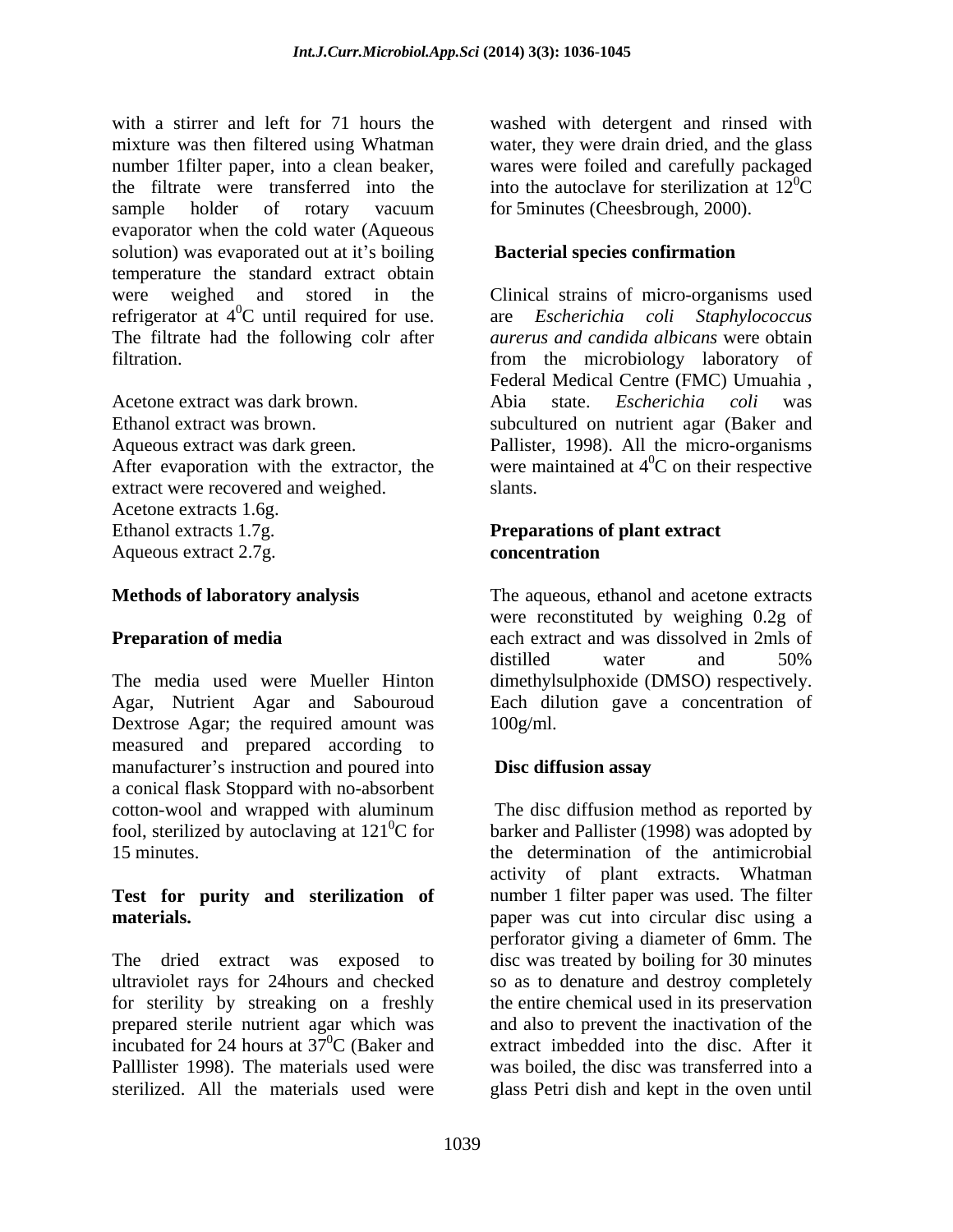with a stirrer and left for 71 hours the mixture was then filtered using Whatman number 1filter paper, into a clean beaker, the filtrate were transferred into the sample holder of rotary vacuum evaporator when the cold water (Aqueous solution) was evaporated out at it's boiling temperature the standard extract obtain were weighed and stored in the refrigerator at $4^0$C until required for use. The filtrate had the following colr after filtration.

Acetone extract was dark brown.
Ethanol extract was brown.
Aqueous extract was dark green.
After evaporation with the extractor, the extract were recovered and weighed.
Acetone extracts 1.6g.
Ethanol extracts 1.7g.
Aqueous extract 2.7g.

**Methods of laboratory analysis**

**Preparation of media**

The media used were Mueller Hinton Agar, Nutrient Agar and Sabouroud Dextrose Agar; the required amount was measured and prepared according to manufacturer's instruction and poured into a conical flask Stoppard with no-absorbent cotton-wool and wrapped with aluminum fool, sterilized by autoclaving at $121^0$C for 15 minutes.

**Test for purity and sterilization of materials.**

The dried extract was exposed to ultraviolet rays for 24hours and checked for sterility by streaking on a freshly prepared sterile nutrient agar which was incubated for 24 hours at $37^0$C (Baker and Palllister 1998). The materials used were sterilized. All the materials used were washed with detergent and rinsed with water, they were drain dried, and the glass wares were foiled and carefully packaged into the autoclave for sterilization at $12^0$C for 5minutes (Cheesbrough, 2000).

**Bacterial species confirmation**

Clinical strains of micro-organisms used are *Escherichia coli Staphylococcus aurerus and candida albicans* were obtain from the microbiology laboratory of Federal Medical Centre (FMC) Umuahia , Abia state. *Escherichia coli* was subcultured on nutrient agar (Baker and Pallister, 1998). All the micro-organisms were maintained at $4^0$C on their respective slants.

**Preparations of plant extract concentration**

The aqueous, ethanol and acetone extracts were reconstituted by weighing 0.2g of each extract and was dissolved in 2mls of distilled water and 50% dimethylsulphoxide (DMSO) respectively. Each dilution gave a concentration of 100g/ml.

**Disc diffusion assay**

The disc diffusion method as reported by barker and Pallister (1998) was adopted by the determination of the antimicrobial activity of plant extracts. Whatman number 1 filter paper was used. The filter paper was cut into circular disc using a perforator giving a diameter of 6mm. The disc was treated by boiling for 30 minutes so as to denature and destroy completely the entire chemical used in its preservation and also to prevent the inactivation of the extract imbedded into the disc. After it was boiled, the disc was transferred into a glass Petri dish and kept in the oven until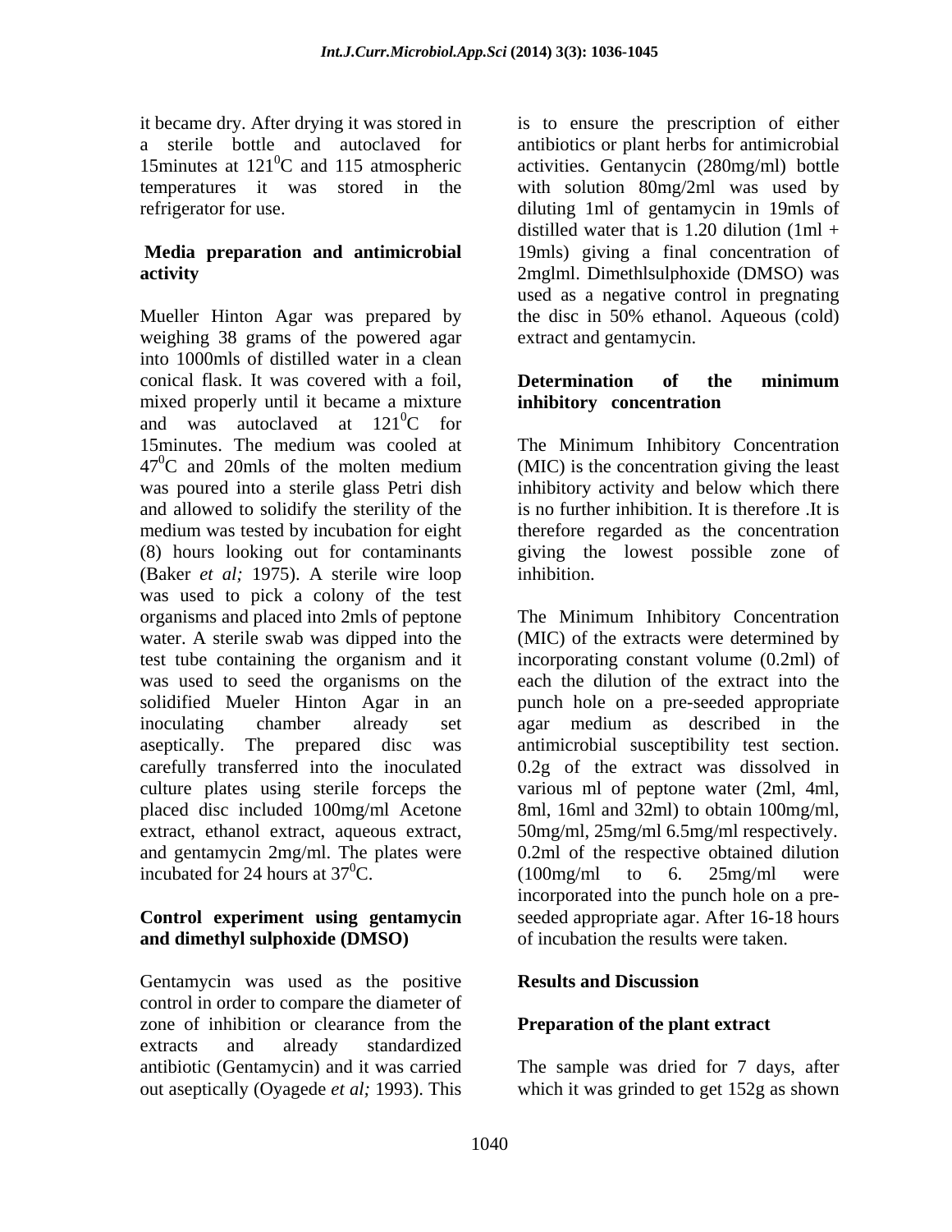it became dry. After drying it was stored in a sterile bottle and autoclaved for 15minutes at $121^0$C and 115 atmospheric temperatures it was stored in the refrigerator for use.

**Media preparation and antimicrobial activity**

Mueller Hinton Agar was prepared by weighing 38 grams of the powered agar into 1000mls of distilled water in a clean conical flask. It was covered with a foil, mixed properly until it became a mixture and was autoclaved at $121^0$C for 15minutes. The medium was cooled at $47^0$C and 20mls of the molten medium was poured into a sterile glass Petri dish and allowed to solidify the sterility of the medium was tested by incubation for eight (8) hours looking out for contaminants (Baker *et al;* 1975). A sterile wire loop was used to pick a colony of the test organisms and placed into 2mls of peptone water. A sterile swab was dipped into the test tube containing the organism and it was used to seed the organisms on the solidified Mueler Hinton Agar in an inoculating chamber already set aseptically. The prepared disc was carefully transferred into the inoculated culture plates using sterile forceps the placed disc included 100mg/ml Acetone extract, ethanol extract, aqueous extract, and gentamycin 2mg/ml. The plates were incubated for 24 hours at $37^0$C.

**Control experiment using gentamycin and dimethyl sulphoxide (DMSO)**

Gentamycin was used as the positive control in order to compare the diameter of zone of inhibition or clearance from the extracts and already standardized antibiotic (Gentamycin) and it was carried out aseptically (Oyagede *et al;* 1993). This is to ensure the prescription of either antibiotics or plant herbs for antimicrobial activities. Gentanycin (280mg/ml) bottle with solution 80mg/2ml was used by diluting 1ml of gentamycin in 19mls of distilled water that is 1.20 dilution (1ml + 19mls) giving a final concentration of 2mglml. Dimethlsulphoxide (DMSO) was used as a negative control in pregnating the disc in 50% ethanol. Aqueous (cold) extract and gentamycin.

**Determination of the minimum inhibitory concentration**

The Minimum Inhibitory Concentration (MIC) is the concentration giving the least inhibitory activity and below which there is no further inhibition. It is therefore .It is therefore regarded as the concentration giving the lowest possible zone of inhibition.

The Minimum Inhibitory Concentration (MIC) of the extracts were determined by incorporating constant volume (0.2ml) of each the dilution of the extract into the punch hole on a pre-seeded appropriate agar medium as described in the antimicrobial susceptibility test section. 0.2g of the extract was dissolved in various ml of peptone water (2ml, 4ml, 8ml, 16ml and 32ml) to obtain 100mg/ml, 50mg/ml, 25mg/ml 6.5mg/ml respectively. 0.2ml of the respective obtained dilution (100mg/ml to 6. 25mg/ml were incorporated into the punch hole on a pre-seeded appropriate agar. After 16-18 hours of incubation the results were taken.

## Results and Discussion

**Preparation of the plant extract**

The sample was dried for 7 days, after which it was grinded to get 152g as shown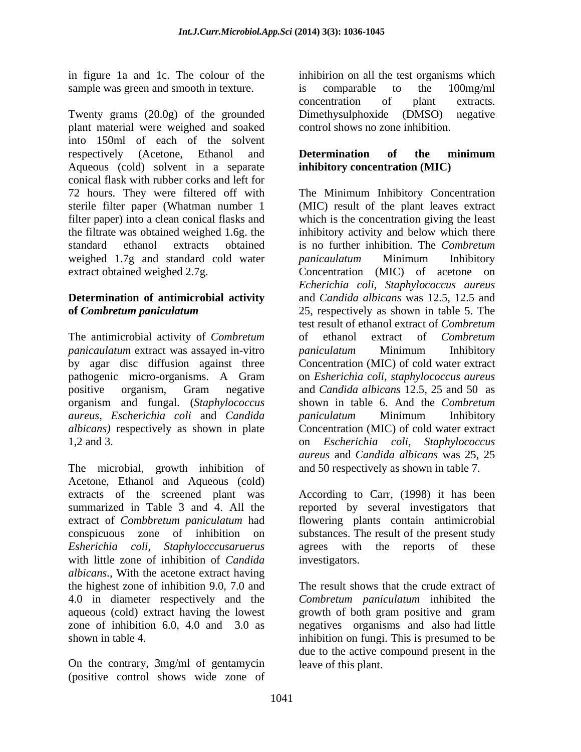in figure 1a and 1c. The colour of the sample was green and smooth in texture.

Twenty grams (20.0g) of the grounded plant material were weighed and soaked into 150ml of each of the solvent respectively (Acetone, Ethanol and Aqueous (cold) solvent in a separate conical flask with rubber corks and left for 72 hours. They were filtered off with sterile filter paper (Whatman number 1 filter paper) into a clean conical flasks and the filtrate was obtained weighed 1.6g. the standard ethanol extracts obtained weighed 1.7g and standard cold water extract obtained weighed 2.7g.

**Determination of antimicrobial activity of *Combretum paniculatum***

The antimicrobial activity of *Combretum panicaulatum* extract was assayed in-vitro by agar disc diffusion against three pathogenic micro-organisms. A Gram positive organism, Gram negative organism and fungal. (*Staphylococcus aureus*, *Escherichia coli* and *Candida albicans)* respectively as shown in plate 1,2 and 3.

The microbial, growth inhibition of Acetone, Ethanol and Aqueous (cold) extracts of the screened plant was summarized in Table 3 and 4. All the extract of *Combbretum paniculatum* had conspicuous zone of inhibition on *Esherichia coli*, *Staphylocccusaruerus* with little zone of inhibition of *Candida albicans.*, With the acetone extract having the highest zone of inhibition 9.0, 7.0 and 4.0 in diameter respectively and the aqueous (cold) extract having the lowest zone of inhibition 6.0, 4.0 and 3.0 as shown in table 4.

On the contrary, 3mg/ml of gentamycin (positive control shows wide zone of inhibirion on all the test organisms which is comparable to the 100mg/ml concentration of plant extracts. Dimethysulphoxide (DMSO) negative control shows no zone inhibition.

**Determination of the minimum inhibitory concentration (MIC)**

The Minimum Inhibitory Concentration (MIC) result of the plant leaves extract which is the concentration giving the least inhibitory activity and below which there is no further inhibition. The *Combretum panicaulatum* Minimum Inhibitory Concentration (MIC) of acetone on *Echerichia coli*, *Staphylococcus aureus* and *Candida albicans* was 12.5, 12.5 and 25, respectively as shown in table 5. The test result of ethanol extract of *Combretum* of ethanol extract of *Combretum paniculatum* Minimum Inhibitory Concentration (MIC) of cold water extract on *Esherichia coli*, *staphylococcus aureus* and *Candida albicans* 12.5, 25 and 50 as shown in table 6. And the *Combretum paniculatum* Minimum Inhibitory Concentration (MIC) of cold water extract on *Escherichia coli*, *Staphylococcus aureus* and *Candida albicans* was 25, 25 and 50 respectively as shown in table 7.

According to Carr, (1998) it has been reported by several investigators that flowering plants contain antimicrobial substances. The result of the present study agrees with the reports of these investigators.

The result shows that the crude extract of *Combretum paniculatum* inhibited the growth of both gram positive and gram negatives organisms and also had little inhibition on fungi. This is presumed to be due to the active compound present in the leave of this plant.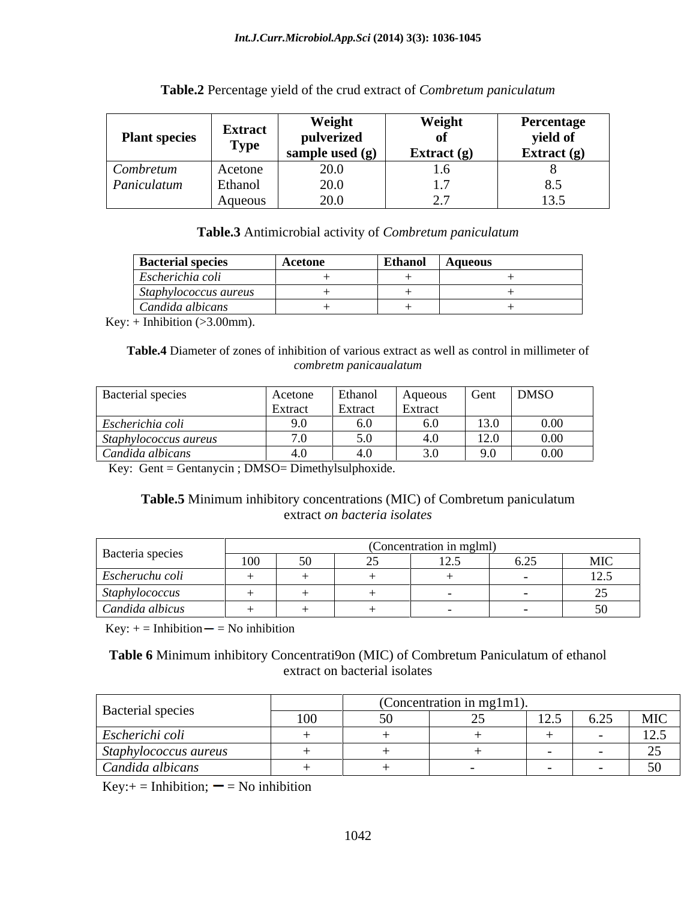**Table.2** Percentage yield of the crud extract of *Combretum paniculatum*

| Plant species | Extract Type | Weight pulverized sample used (g) | Weight of Extract (g) | Percentage yield of Extract (g) |
|---|---|---|---|---|
| *Combretum Paniculatum* | Acetone | 20.0 | 1.6 | 8 |
| | Ethanol | 20.0 | 1.7 | 8.5 |
| | Aqueous | 20.0 | 2.7 | 13.5 |

**Table.3** Antimicrobial activity of *Combretum paniculatum*

| Bacterial species | Acetone | Ethanol | Aqueous |
|---|---|---|---|
| *Escherichia coli* | + | + | + |
| *Staphylococcus aureus* | + | + | + |
| *Candida albicans* | + | + | + |

Key: + Inhibition (>3.00mm).

**Table.4** Diameter of zones of inhibition of various extract as well as control in millimeter of *combretm panicaualatum*

| Bacterial species | Acetone Extract | Ethanol Extract | Aqueous Extract | Gent | DMSO |
|---|---|---|---|---|---|
| *Escherichia coli* | 9.0 | 6.0 | 6.0 | 13.0 | 0.00 |
| *Staphylococcus aureus* | 7.0 | 5.0 | 4.0 | 12.0 | 0.00 |
| *Candida albicans* | 4.0 | 4.0 | 3.0 | 9.0 | 0.00 |

Key: Gent = Gentanycin ; DMSO= Dimethylsulphoxide.

**Table.5** Minimum inhibitory concentrations (MIC) of Combretum paniculatum extract *on bacteria isolates*

| Bacteria species | (Concentration in mglml) | | | | | |
|---|---|---|---|---|---|---|
| | 100 | 50 | 25 | 12.5 | 6.25 | MIC |
| *Escheruchu coli* | + | + | + | + | - | 12.5 |
| *Staphylococcus* | + | + | + | - | - | 25 |
| *Candida albicus* | + | + | + | - | - | 50 |

Key: + = Inhibition ─ = No inhibition

**Table 6** Minimum inhibitory Concentrati9on (MIC) of Combretum Paniculatum of ethanol extract on bacterial isolates

| Bacterial species | (Concentration in mg1m1). | | | | | |
|---|---|---|---|---|---|---|
| | 100 | 50 | 25 | 12.5 | 6.25 | MIC |
| *Escherichi coli* | + | + | + | + | - | 12.5 |
| *Staphylococcus aureus* | + | + | + | - | - | 25 |
| *Candida albicans* | + | + | - | - | - | 50 |

Key:+ = Inhibition; ─ = No inhibition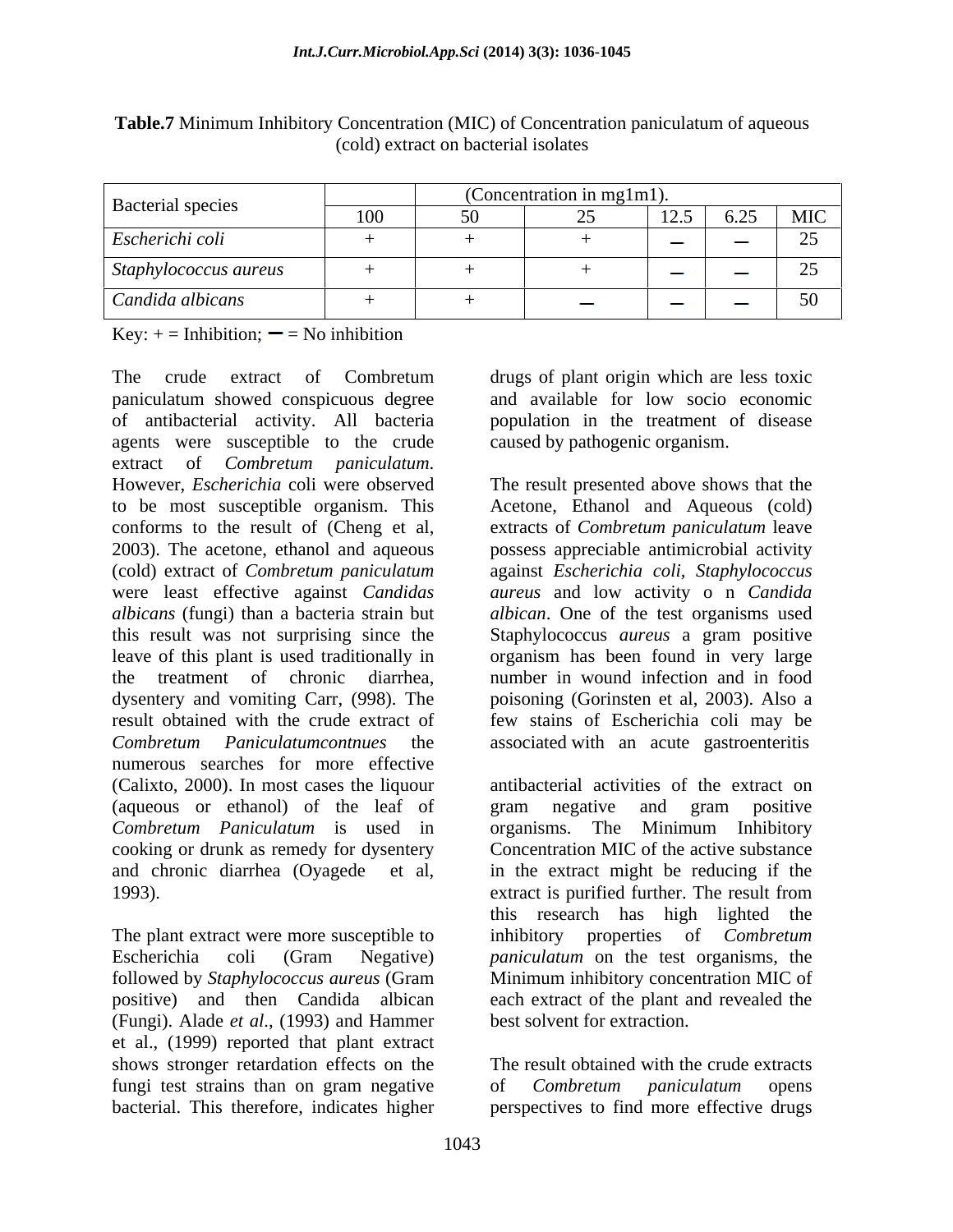**Table.7** Minimum Inhibitory Concentration (MIC) of Concentration paniculatum of aqueous (cold) extract on bacterial isolates

| Bacterial species | (Concentration in mg1m1). | | | | | |
|---|---|---|---|---|---|---|
| | 100 | 50 | 25 | 12.5 | 6.25 | MIC |
| *Escherichi coli* | + | + | + | — | — | 25 |
| *Staphylococcus aureus* | + | + | + | — | — | 25 |
| *Candida albicans* | + | + | — | — | — | 50 |

Key: + = Inhibition; — = No inhibition

The crude extract of Combretum paniculatum showed conspicuous degree of antibacterial activity. All bacteria agents were susceptible to the crude extract of *Combretum paniculatum*. However, *Escherichia* coli were observed to be most susceptible organism. This conforms to the result of (Cheng et al, 2003). The acetone, ethanol and aqueous (cold) extract of *Combretum paniculatum* were least effective against *Candidas albicans* (fungi) than a bacteria strain but this result was not surprising since the leave of this plant is used traditionally in the treatment of chronic diarrhea, dysentery and vomiting Carr, (998). The result obtained with the crude extract of *Combretum Paniculatumcontnues* the numerous searches for more effective (Calixto, 2000). In most cases the liquour (aqueous or ethanol) of the leaf of *Combretum Paniculatum* is used in cooking or drunk as remedy for dysentery and chronic diarrhea (Oyagede et al, 1993).

The plant extract were more susceptible to Escherichia coli (Gram Negative) followed by *Staphylococcus aureus* (Gram positive) and then Candida albican (Fungi). Alade *et al*., (1993) and Hammer et al., (1999) reported that plant extract shows stronger retardation effects on the fungi test strains than on gram negative bacterial. This therefore, indicates higher drugs of plant origin which are less toxic and available for low socio economic population in the treatment of disease caused by pathogenic organism.

The result presented above shows that the Acetone, Ethanol and Aqueous (cold) extracts of *Combretum paniculatum* leave possess appreciable antimicrobial activity against *Escherichia coli, Staphylococcus aureus* and low activity o n *Candida albican*. One of the test organisms used Staphylococcus *aureus* a gram positive organism has been found in very large number in wound infection and in food poisoning (Gorinsten et al, 2003). Also a few stains of Escherichia coli may be associated with an acute gastroenteritis

antibacterial activities of the extract on gram negative and gram positive organisms. The Minimum Inhibitory Concentration MIC of the active substance in the extract might be reducing if the extract is purified further. The result from this research has high lighted the inhibitory properties of *Combretum paniculatum* on the test organisms, the Minimum inhibitory concentration MIC of each extract of the plant and revealed the best solvent for extraction.

The result obtained with the crude extracts of *Combretum paniculatum* opens perspectives to find more effective drugs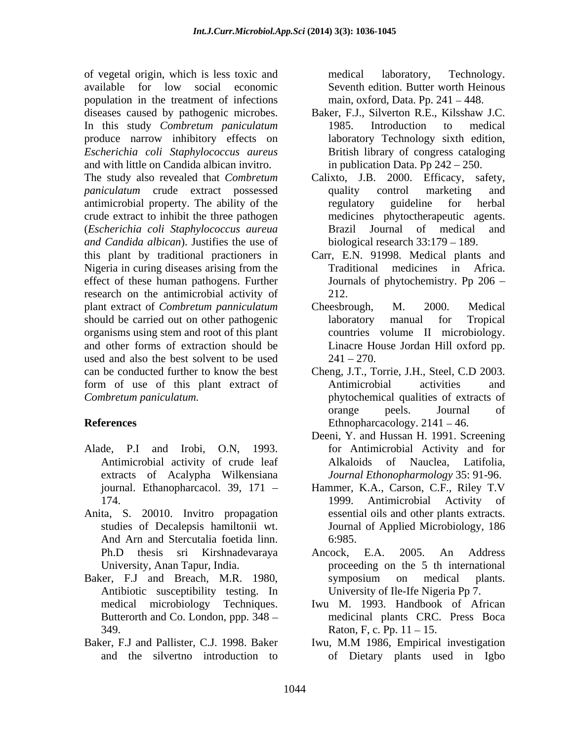of vegetal origin, which is less toxic and available for low social economic population in the treatment of infections diseases caused by pathogenic microbes. In this study *Combretum paniculatum* produce narrow inhibitory effects on *Escherichia coli Staphylococcus aureus* and with little on Candida albican invitro. The study also revealed that *Combretum paniculatum* crude extract possessed antimicrobial property. The ability of the crude extract to inhibit the three pathogen (*Escherichia coli Staphylococcus aureua and Candida albican*). Justifies the use of this plant by traditional practioners in Nigeria in curing diseases arising from the effect of these human pathogens. Further research on the antimicrobial activity of plant extract of *Combretum panniculatum* should be carried out on other pathogenic organisms using stem and root of this plant and other forms of extraction should be used and also the best solvent to be used can be conducted further to know the best form of use of this plant extract of *Combretum paniculatum.*

## References

Alade, P.I and Irobi, O.N, 1993. Antimicrobial activity of crude leaf extracts of Acalypha Wilkensiana journal. Ethanopharcacol. 39, 171 – 174.

Anita, S. 20010. Invitro propagation studies of Decalepsis hamiltonii wt. And Arn and Stercutalia foetida linn. Ph.D thesis sri Kirshnadevaraya University, Anan Tapur, India.

Baker, F.J and Breach, M.R. 1980, Antibiotic susceptibility testing. In medical microbiology Techniques. Butterorth and Co. London, ppp. 348 – 349.

Baker, F.J and Pallister, C.J. 1998. Baker and the silvertno introduction to medical laboratory, Technology. Seventh edition. Butter worth Heinous main, oxford, Data. Pp. 241 – 448.

Baker, F.J., Silverton R.E., Kilsshaw J.C. 1985. Introduction to medical laboratory Technology sixth edition, British library of congress cataloging in publication Data. Pp 242 – 250.

Calixto, J.B. 2000. Efficacy, safety, quality control marketing and regulatory guideline for herbal medicines phytoctherapeutic agents. Brazil Journal of medical and biological research 33:179 – 189.

Carr, E.N. 91998. Medical plants and Traditional medicines in Africa. Journals of phytochemistry. Pp 206 – 212.

Cheesbrough, M. 2000. Medical laboratory manual for Tropical countries volume II microbiology. Linacre House Jordan Hill oxford pp. 241 – 270.

Cheng, J.T., Torrie, J.H., Steel, C.D 2003. Antimicrobial activities and phytochemical qualities of extracts of orange peels. Journal of Ethnopharcacology. 2141 – 46.

Deeni, Y. and Hussan H. 1991. Screening for Antimicrobial Activity and for Alkaloids of Nauclea, Latifolia, *Journal Ethonopharmology* 35: 91-96.

Hammer, K.A., Carson, C.F., Riley T.V 1999. Antimicrobial Activity of essential oils and other plants extracts. Journal of Applied Microbiology, 186 6:985.

Ancock, E.A. 2005. An Address proceeding on the 5 th international symposium on medical plants. University of Ile-Ife Nigeria Pp 7.

Iwu M. 1993. Handbook of African medicinal plants CRC. Press Boca Raton, F, c. Pp. 11 – 15.

Iwu, M.M 1986, Empirical investigation of Dietary plants used in Igbo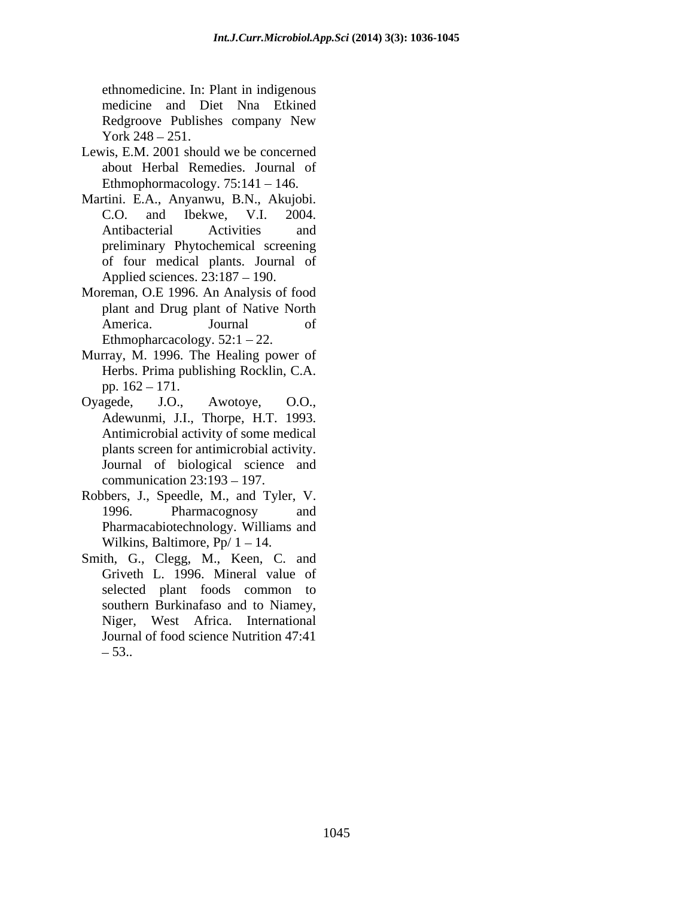ethnomedicine. In: Plant in indigenous medicine and Diet Nna Etkined Redgroove Publishes company New York 248 – 251.

Lewis, E.M. 2001 should we be concerned about Herbal Remedies. Journal of Ethmophormacology. 75:141 – 146.

Martini. E.A., Anyanwu, B.N., Akujobi. C.O. and Ibekwe, V.I. 2004. Antibacterial Activities and preliminary Phytochemical screening of four medical plants. Journal of Applied sciences. 23:187 – 190.

Moreman, O.E 1996. An Analysis of food plant and Drug plant of Native North America. Journal of Ethmopharcacology. 52:1 – 22.

Murray, M. 1996. The Healing power of Herbs. Prima publishing Rocklin, C.A. pp. 162 – 171.

Oyagede, J.O., Awotoye, O.O., Adewunmi, J.I., Thorpe, H.T. 1993. Antimicrobial activity of some medical plants screen for antimicrobial activity. Journal of biological science and communication 23:193 – 197.

Robbers, J., Speedle, M., and Tyler, V. 1996. Pharmacognosy and Pharmacabiotechnology. Williams and Wilkins, Baltimore, Pp/ 1 – 14.

Smith, G., Clegg, M., Keen, C. and Griveth L. 1996. Mineral value of selected plant foods common to southern Burkinafaso and to Niamey, Niger, West Africa. International Journal of food science Nutrition 47:41 – 53..